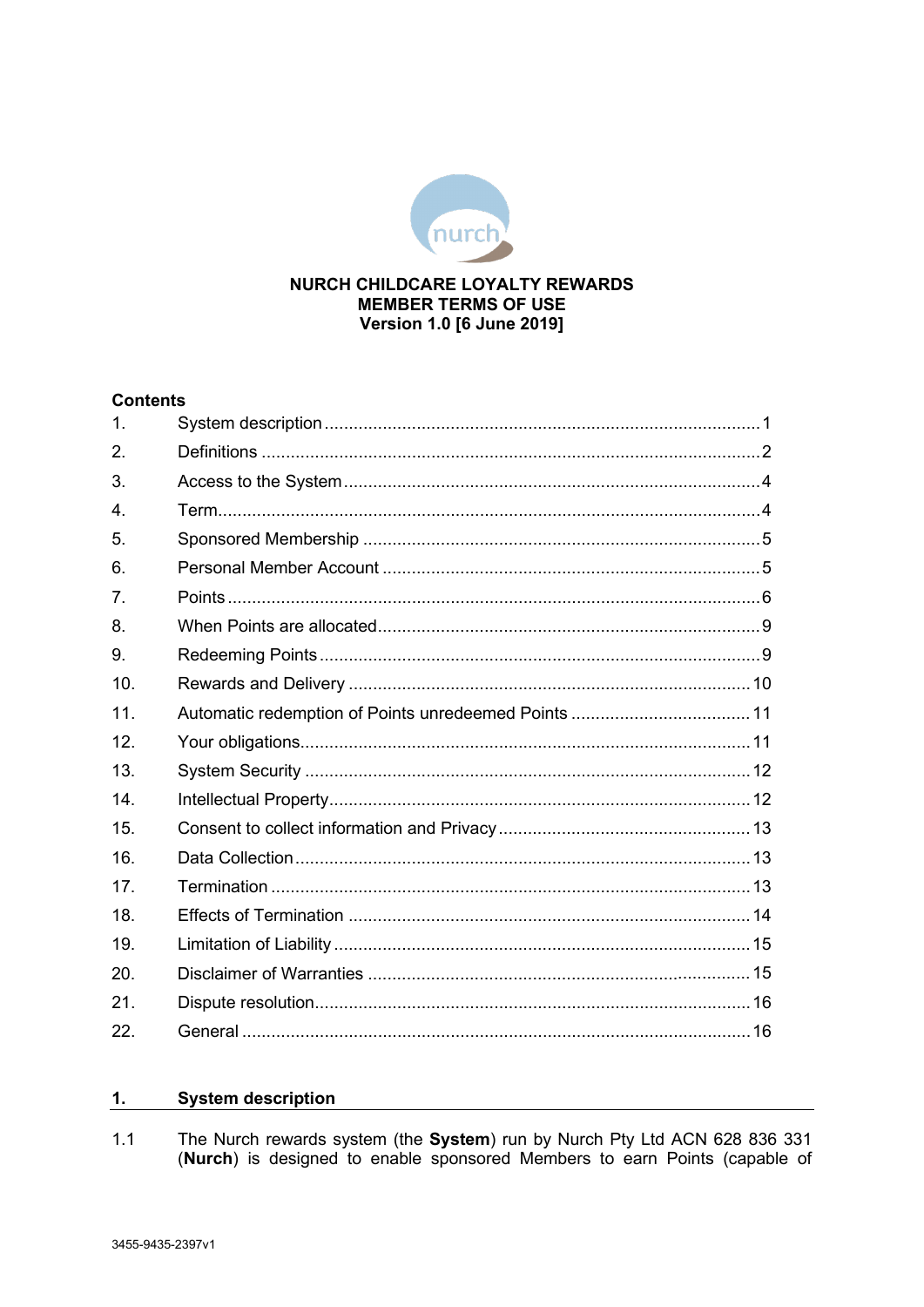# NURCH CHILDCARE LOYALTY REWARDS MEMBER TERMS OF USE

**Version 1.0 [6 June 2019]**

## Contents

| | | |
|---|---|---|
| 1. | System description | 1 |
| 2. | Definitions | 2 |
| 3. | Access to the System | 4 |
| 4. | Term | 4 |
| 5. | Sponsored Membership | 5 |
| 6. | Personal Member Account | 5 |
| 7. | Points | 6 |
| 8. | When Points are allocated | 9 |
| 9. | Redeeming Points | 9 |
| 10. | Rewards and Delivery | 10 |
| 11. | Automatic redemption of Points unredeemed Points | 11 |
| 12. | Your obligations | 11 |
| 13. | System Security | 12 |
| 14. | Intellectual Property | 12 |
| 15. | Consent to collect information and Privacy | 13 |
| 16. | Data Collection | 13 |
| 17. | Termination | 13 |
| 18. | Effects of Termination | 14 |
| 19. | Limitation of Liability | 15 |
| 20. | Disclaimer of Warranties | 15 |
| 21. | Dispute resolution | 16 |
| 22. | General | 16 |

## 1. System description

1.1 The Nurch rewards system (the **System**) run by Nurch Pty Ltd ACN 628 836 331 (**Nurch**) is designed to enable sponsored Members to earn Points (capable of

3455-9435-2397v1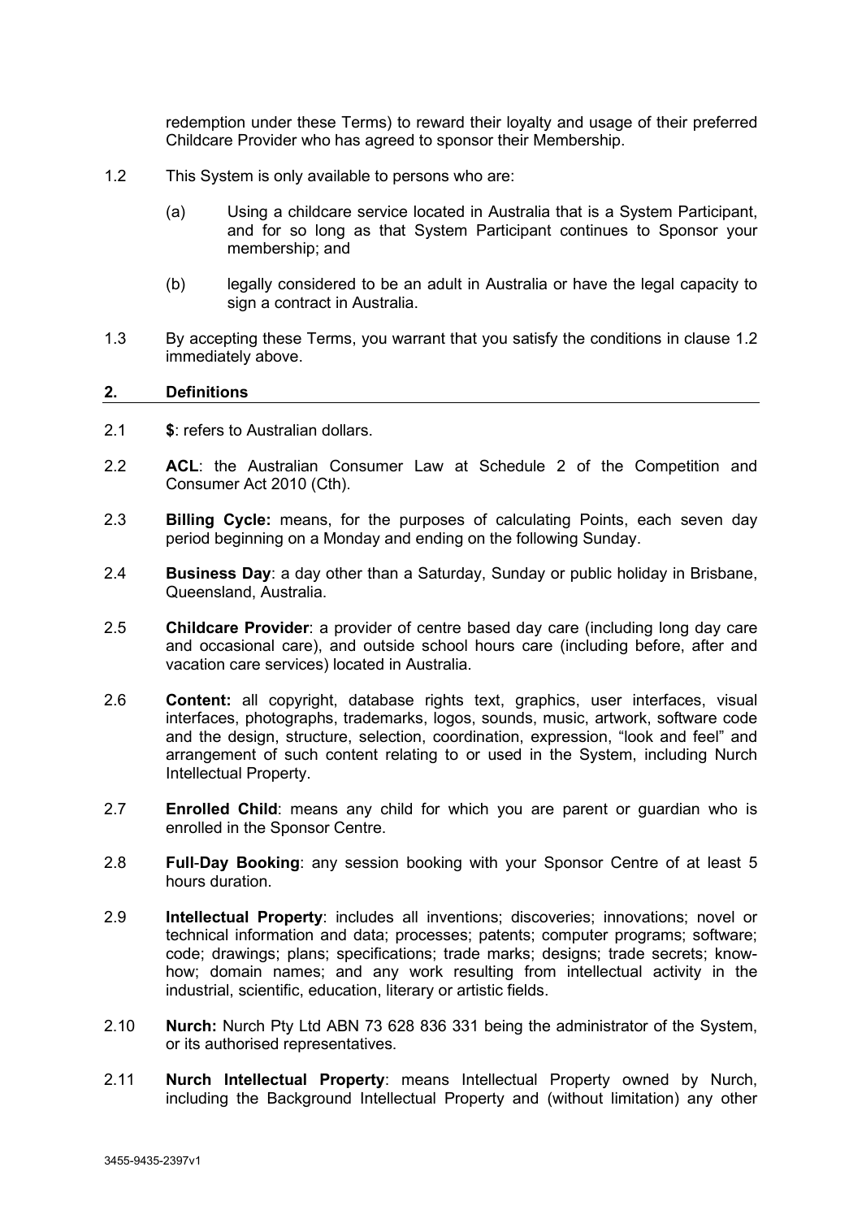redemption under these Terms) to reward their loyalty and usage of their preferred Childcare Provider who has agreed to sponsor their Membership.

1.2 This System is only available to persons who are:

(a) Using a childcare service located in Australia that is a System Participant, and for so long as that System Participant continues to Sponsor your membership; and

(b) legally considered to be an adult in Australia or have the legal capacity to sign a contract in Australia.

1.3 By accepting these Terms, you warrant that you satisfy the conditions in clause 1.2 immediately above.

## 2. Definitions

2.1 **$**: refers to Australian dollars.

2.2 **ACL**: the Australian Consumer Law at Schedule 2 of the Competition and Consumer Act 2010 (Cth).

2.3 **Billing Cycle:** means, for the purposes of calculating Points, each seven day period beginning on a Monday and ending on the following Sunday.

2.4 **Business Day**: a day other than a Saturday, Sunday or public holiday in Brisbane, Queensland, Australia.

2.5 **Childcare Provider**: a provider of centre based day care (including long day care and occasional care), and outside school hours care (including before, after and vacation care services) located in Australia.

2.6 **Content:** all copyright, database rights text, graphics, user interfaces, visual interfaces, photographs, trademarks, logos, sounds, music, artwork, software code and the design, structure, selection, coordination, expression, "look and feel" and arrangement of such content relating to or used in the System, including Nurch Intellectual Property.

2.7 **Enrolled Child**: means any child for which you are parent or guardian who is enrolled in the Sponsor Centre.

2.8 **Full-Day Booking**: any session booking with your Sponsor Centre of at least 5 hours duration.

2.9 **Intellectual Property**: includes all inventions; discoveries; innovations; novel or technical information and data; processes; patents; computer programs; software; code; drawings; plans; specifications; trade marks; designs; trade secrets; know-how; domain names; and any work resulting from intellectual activity in the industrial, scientific, education, literary or artistic fields.

2.10 **Nurch:** Nurch Pty Ltd ABN 73 628 836 331 being the administrator of the System, or its authorised representatives.

2.11 **Nurch Intellectual Property**: means Intellectual Property owned by Nurch, including the Background Intellectual Property and (without limitation) any other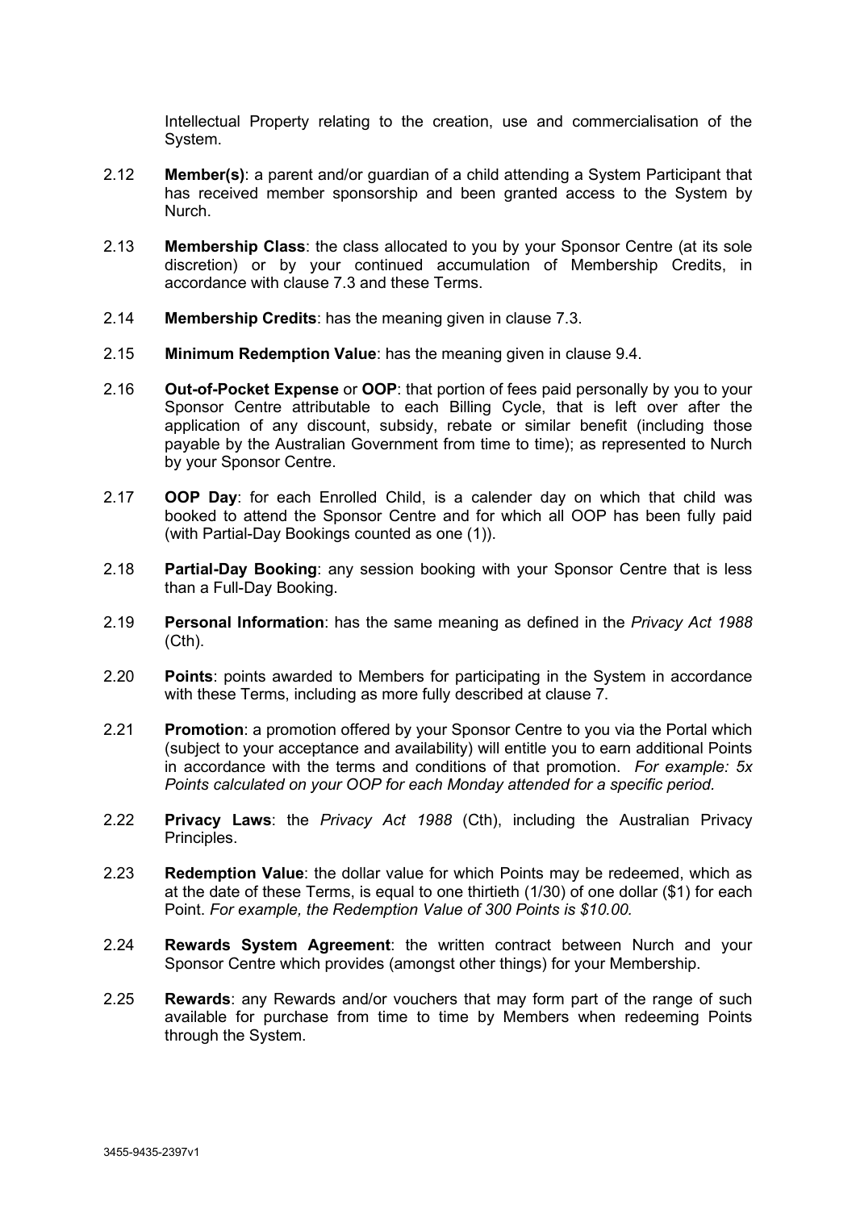Intellectual Property relating to the creation, use and commercialisation of the System.

2.12 **Member(s)**: a parent and/or guardian of a child attending a System Participant that has received member sponsorship and been granted access to the System by Nurch.

2.13 **Membership Class**: the class allocated to you by your Sponsor Centre (at its sole discretion) or by your continued accumulation of Membership Credits, in accordance with clause 7.3 and these Terms.

2.14 **Membership Credits**: has the meaning given in clause 7.3.

2.15 **Minimum Redemption Value**: has the meaning given in clause 9.4.

2.16 **Out-of-Pocket Expense** or **OOP**: that portion of fees paid personally by you to your Sponsor Centre attributable to each Billing Cycle, that is left over after the application of any discount, subsidy, rebate or similar benefit (including those payable by the Australian Government from time to time); as represented to Nurch by your Sponsor Centre.

2.17 **OOP Day**: for each Enrolled Child, is a calender day on which that child was booked to attend the Sponsor Centre and for which all OOP has been fully paid (with Partial-Day Bookings counted as one (1)).

2.18 **Partial-Day Booking**: any session booking with your Sponsor Centre that is less than a Full-Day Booking.

2.19 **Personal Information**: has the same meaning as defined in the *Privacy Act 1988* (Cth).

2.20 **Points**: points awarded to Members for participating in the System in accordance with these Terms, including as more fully described at clause 7.

2.21 **Promotion**: a promotion offered by your Sponsor Centre to you via the Portal which (subject to your acceptance and availability) will entitle you to earn additional Points in accordance with the terms and conditions of that promotion. *For example: 5x Points calculated on your OOP for each Monday attended for a specific period.*

2.22 **Privacy Laws**: the *Privacy Act 1988* (Cth), including the Australian Privacy Principles.

2.23 **Redemption Value**: the dollar value for which Points may be redeemed, which as at the date of these Terms, is equal to one thirtieth (1/30) of one dollar ($1) for each Point. *For example, the Redemption Value of 300 Points is $10.00.*

2.24 **Rewards System Agreement**: the written contract between Nurch and your Sponsor Centre which provides (amongst other things) for your Membership.

2.25 **Rewards**: any Rewards and/or vouchers that may form part of the range of such available for purchase from time to time by Members when redeeming Points through the System.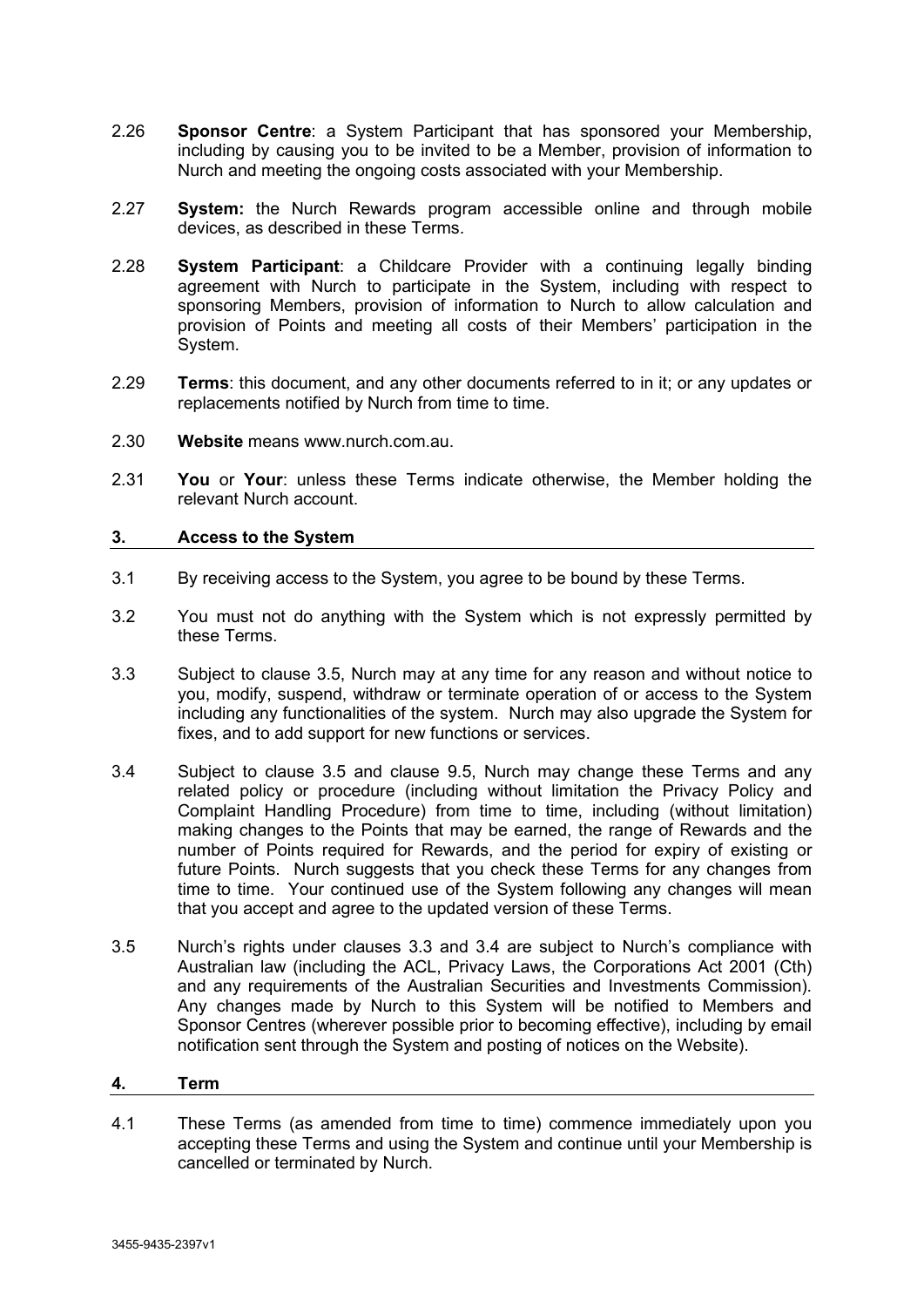2.26 **Sponsor Centre**: a System Participant that has sponsored your Membership, including by causing you to be invited to be a Member, provision of information to Nurch and meeting the ongoing costs associated with your Membership.

2.27 **System:** the Nurch Rewards program accessible online and through mobile devices, as described in these Terms.

2.28 **System Participant**: a Childcare Provider with a continuing legally binding agreement with Nurch to participate in the System, including with respect to sponsoring Members, provision of information to Nurch to allow calculation and provision of Points and meeting all costs of their Members' participation in the System.

2.29 **Terms**: this document, and any other documents referred to in it; or any updates or replacements notified by Nurch from time to time.

2.30 **Website** means www.nurch.com.au.

2.31 **You** or **Your**: unless these Terms indicate otherwise, the Member holding the relevant Nurch account.

## 3. Access to the System

3.1 By receiving access to the System, you agree to be bound by these Terms.

3.2 You must not do anything with the System which is not expressly permitted by these Terms.

3.3 Subject to clause 3.5, Nurch may at any time for any reason and without notice to you, modify, suspend, withdraw or terminate operation of or access to the System including any functionalities of the system. Nurch may also upgrade the System for fixes, and to add support for new functions or services.

3.4 Subject to clause 3.5 and clause 9.5, Nurch may change these Terms and any related policy or procedure (including without limitation the Privacy Policy and Complaint Handling Procedure) from time to time, including (without limitation) making changes to the Points that may be earned, the range of Rewards and the number of Points required for Rewards, and the period for expiry of existing or future Points. Nurch suggests that you check these Terms for any changes from time to time. Your continued use of the System following any changes will mean that you accept and agree to the updated version of these Terms.

3.5 Nurch's rights under clauses 3.3 and 3.4 are subject to Nurch's compliance with Australian law (including the ACL, Privacy Laws, the Corporations Act 2001 (Cth) and any requirements of the Australian Securities and Investments Commission). Any changes made by Nurch to this System will be notified to Members and Sponsor Centres (wherever possible prior to becoming effective), including by email notification sent through the System and posting of notices on the Website).

## 4. Term

4.1 These Terms (as amended from time to time) commence immediately upon you accepting these Terms and using the System and continue until your Membership is cancelled or terminated by Nurch.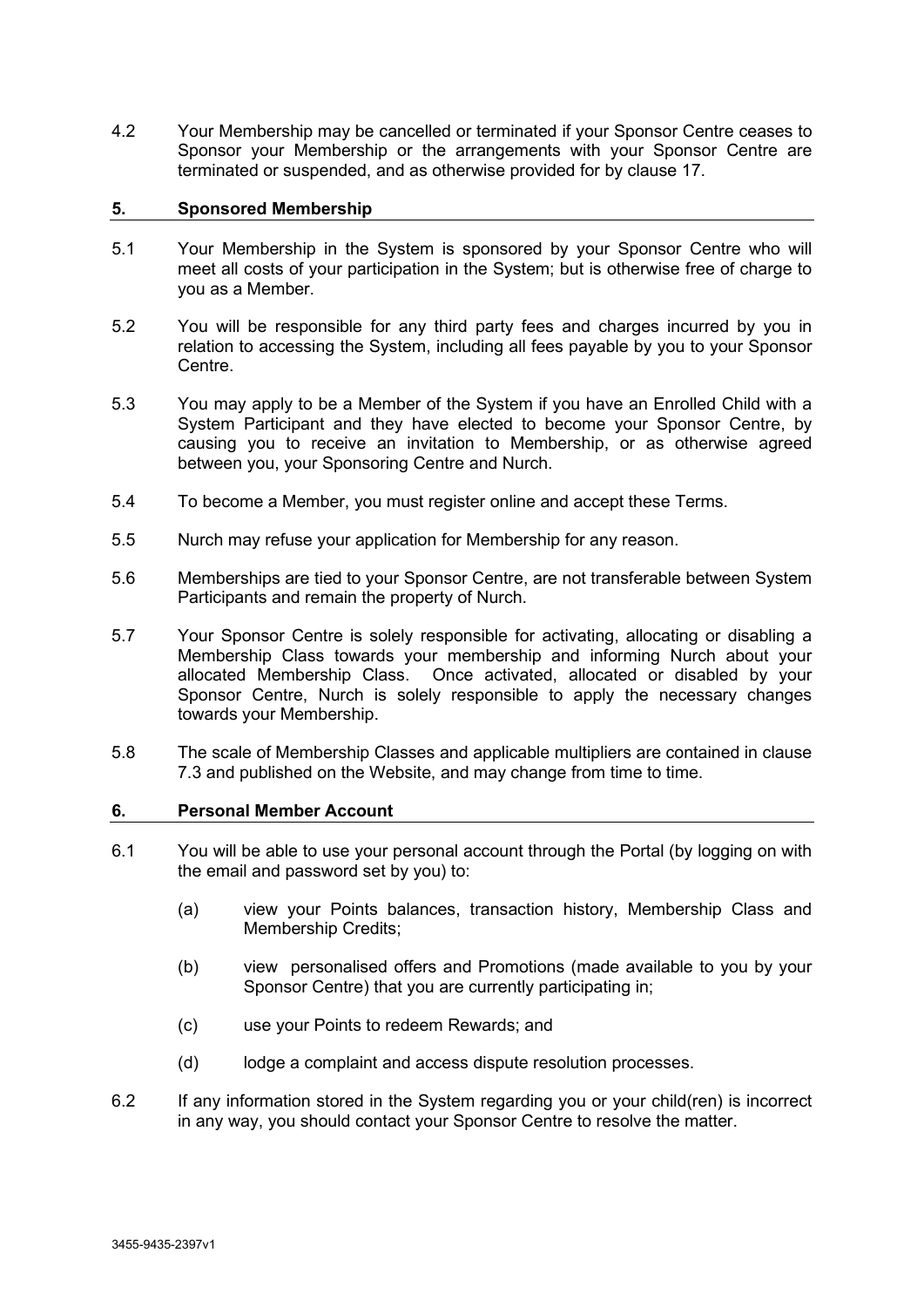4.2 Your Membership may be cancelled or terminated if your Sponsor Centre ceases to Sponsor your Membership or the arrangements with your Sponsor Centre are terminated or suspended, and as otherwise provided for by clause 17.

## 5. Sponsored Membership

5.1 Your Membership in the System is sponsored by your Sponsor Centre who will meet all costs of your participation in the System; but is otherwise free of charge to you as a Member.

5.2 You will be responsible for any third party fees and charges incurred by you in relation to accessing the System, including all fees payable by you to your Sponsor Centre.

5.3 You may apply to be a Member of the System if you have an Enrolled Child with a System Participant and they have elected to become your Sponsor Centre, by causing you to receive an invitation to Membership, or as otherwise agreed between you, your Sponsoring Centre and Nurch.

5.4 To become a Member, you must register online and accept these Terms.

5.5 Nurch may refuse your application for Membership for any reason.

5.6 Memberships are tied to your Sponsor Centre, are not transferable between System Participants and remain the property of Nurch.

5.7 Your Sponsor Centre is solely responsible for activating, allocating or disabling a Membership Class towards your membership and informing Nurch about your allocated Membership Class. Once activated, allocated or disabled by your Sponsor Centre, Nurch is solely responsible to apply the necessary changes towards your Membership.

5.8 The scale of Membership Classes and applicable multipliers are contained in clause 7.3 and published on the Website, and may change from time to time.

## 6. Personal Member Account

6.1 You will be able to use your personal account through the Portal (by logging on with the email and password set by you) to:

(a) view your Points balances, transaction history, Membership Class and Membership Credits;

(b) view personalised offers and Promotions (made available to you by your Sponsor Centre) that you are currently participating in;

(c) use your Points to redeem Rewards; and

(d) lodge a complaint and access dispute resolution processes.

6.2 If any information stored in the System regarding you or your child(ren) is incorrect in any way, you should contact your Sponsor Centre to resolve the matter.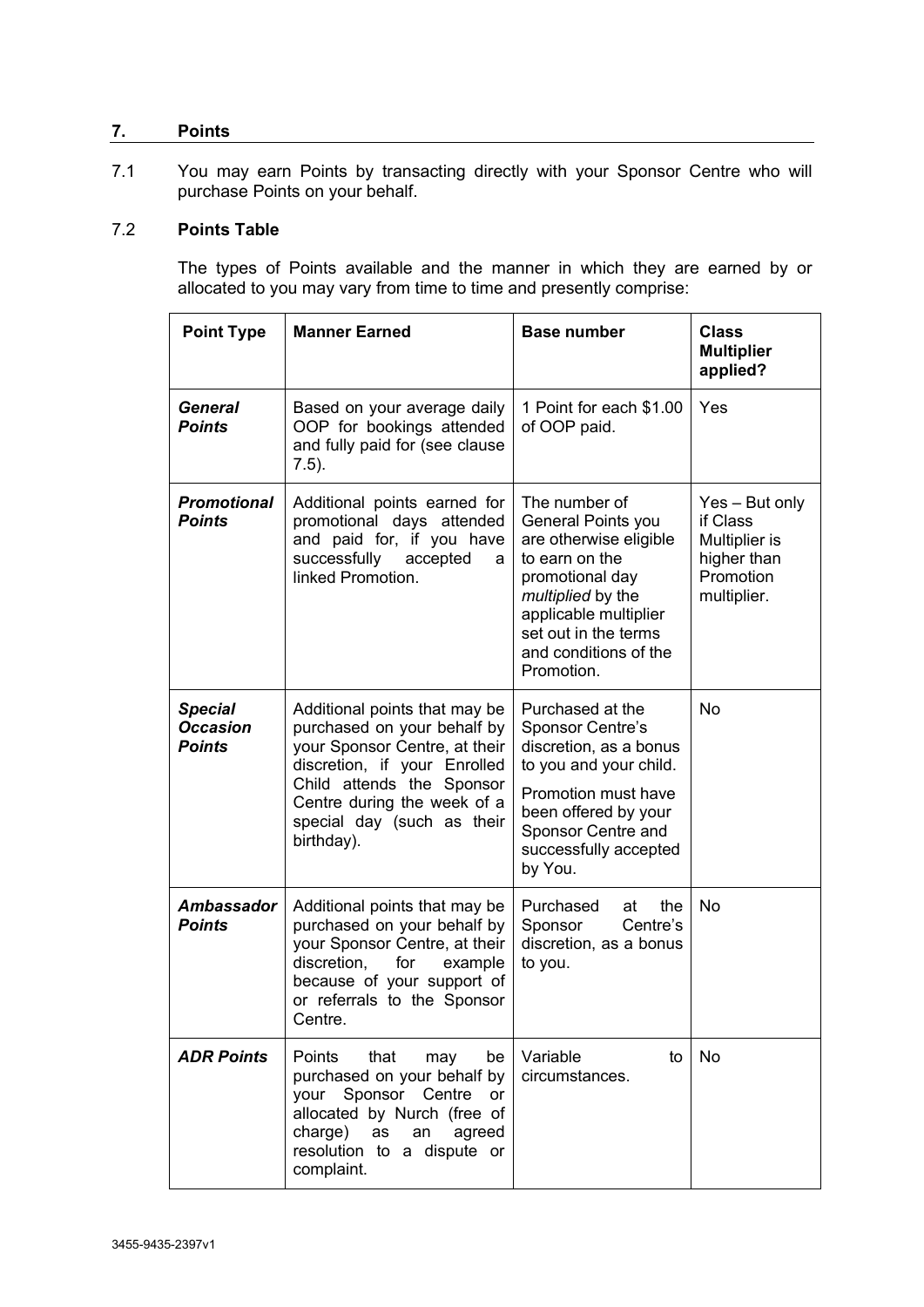## 7. Points

7.1 You may earn Points by transacting directly with your Sponsor Centre who will purchase Points on your behalf.

### 7.2 Points Table

The types of Points available and the manner in which they are earned by or allocated to you may vary from time to time and presently comprise:

| Point Type | Manner Earned | Base number | Class Multiplier applied? |
|---|---|---|---|
| ***General Points*** | Based on your average daily OOP for bookings attended and fully paid for (see clause 7.5). | 1 Point for each $1.00 of OOP paid. | Yes |
| ***Promotional Points*** | Additional points earned for promotional days attended and paid for, if you have successfully accepted a linked Promotion. | The number of General Points you are otherwise eligible to earn on the promotional day *multiplied* by the applicable multiplier set out in the terms and conditions of the Promotion. | Yes – But only if Class Multiplier is higher than Promotion multiplier. |
| ***Special Occasion Points*** | Additional points that may be purchased on your behalf by your Sponsor Centre, at their discretion, if your Enrolled Child attends the Sponsor Centre during the week of a special day (such as their birthday). | Purchased at the Sponsor Centre's discretion, as a bonus to you and your child. Promotion must have been offered by your Sponsor Centre and successfully accepted by You. | No |
| ***Ambassador Points*** | Additional points that may be purchased on your behalf by your Sponsor Centre, at their discretion, for example because of your support of or referrals to the Sponsor Centre. | Purchased at the Sponsor Centre's discretion, as a bonus to you. | No |
| ***ADR Points*** | Points that may be purchased on your behalf by your Sponsor Centre or allocated by Nurch (free of charge) as an agreed resolution to a dispute or complaint. | Variable to circumstances. | No |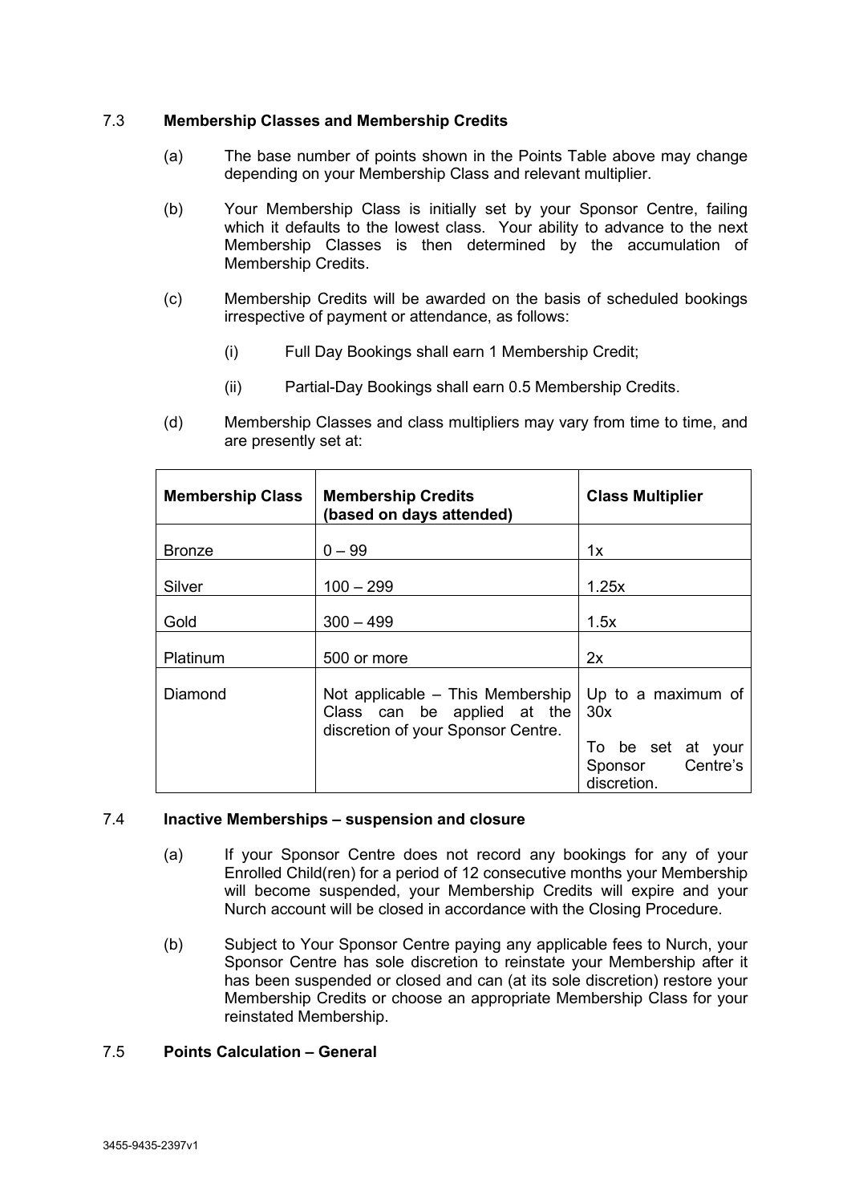### 7.3 Membership Classes and Membership Credits

(a) The base number of points shown in the Points Table above may change depending on your Membership Class and relevant multiplier.

(b) Your Membership Class is initially set by your Sponsor Centre, failing which it defaults to the lowest class. Your ability to advance to the next Membership Classes is then determined by the accumulation of Membership Credits.

(c) Membership Credits will be awarded on the basis of scheduled bookings irrespective of payment or attendance, as follows:

(i) Full Day Bookings shall earn 1 Membership Credit;

(ii) Partial-Day Bookings shall earn 0.5 Membership Credits.

(d) Membership Classes and class multipliers may vary from time to time, and are presently set at:

| **Membership Class** | **Membership Credits (based on days attended)** | **Class Multiplier** |
| --- | --- | --- |
| Bronze | 0 – 99 | 1x |
| Silver | 100 – 299 | 1.25x |
| Gold | 300 – 499 | 1.5x |
| Platinum | 500 or more | 2x |
| Diamond | Not applicable – This Membership Class can be applied at the discretion of your Sponsor Centre. | Up to a maximum of 30x<br><br>To be set at your Sponsor Centre's discretion. |

### 7.4 Inactive Memberships – suspension and closure

(a) If your Sponsor Centre does not record any bookings for any of your Enrolled Child(ren) for a period of 12 consecutive months your Membership will become suspended, your Membership Credits will expire and your Nurch account will be closed in accordance with the Closing Procedure.

(b) Subject to Your Sponsor Centre paying any applicable fees to Nurch, your Sponsor Centre has sole discretion to reinstate your Membership after it has been suspended or closed and can (at its sole discretion) restore your Membership Credits or choose an appropriate Membership Class for your reinstated Membership.

### 7.5 Points Calculation – General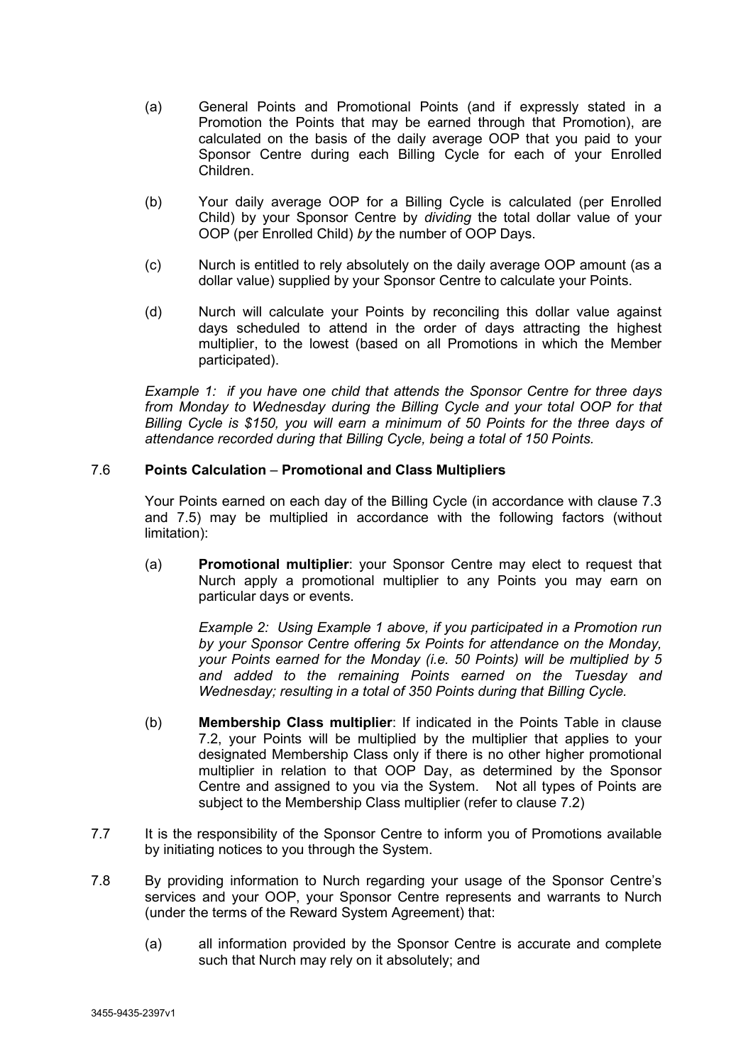(a) General Points and Promotional Points (and if expressly stated in a Promotion the Points that may be earned through that Promotion), are calculated on the basis of the daily average OOP that you paid to your Sponsor Centre during each Billing Cycle for each of your Enrolled Children.

(b) Your daily average OOP for a Billing Cycle is calculated (per Enrolled Child) by your Sponsor Centre by *dividing* the total dollar value of your OOP (per Enrolled Child) *by* the number of OOP Days.

(c) Nurch is entitled to rely absolutely on the daily average OOP amount (as a dollar value) supplied by your Sponsor Centre to calculate your Points.

(d) Nurch will calculate your Points by reconciling this dollar value against days scheduled to attend in the order of days attracting the highest multiplier, to the lowest (based on all Promotions in which the Member participated).

*Example 1: if you have one child that attends the Sponsor Centre for three days from Monday to Wednesday during the Billing Cycle and your total OOP for that Billing Cycle is $150, you will earn a minimum of 50 Points for the three days of attendance recorded during that Billing Cycle, being a total of 150 Points.*

7.6 **Points Calculation – Promotional and Class Multipliers**

Your Points earned on each day of the Billing Cycle (in accordance with clause 7.3 and 7.5) may be multiplied in accordance with the following factors (without limitation):

(a) **Promotional multiplier**: your Sponsor Centre may elect to request that Nurch apply a promotional multiplier to any Points you may earn on particular days or events.

*Example 2: Using Example 1 above, if you participated in a Promotion run by your Sponsor Centre offering 5x Points for attendance on the Monday, your Points earned for the Monday (i.e. 50 Points) will be multiplied by 5 and added to the remaining Points earned on the Tuesday and Wednesday; resulting in a total of 350 Points during that Billing Cycle.*

(b) **Membership Class multiplier**: If indicated in the Points Table in clause 7.2, your Points will be multiplied by the multiplier that applies to your designated Membership Class only if there is no other higher promotional multiplier in relation to that OOP Day, as determined by the Sponsor Centre and assigned to you via the System. Not all types of Points are subject to the Membership Class multiplier (refer to clause 7.2)

7.7 It is the responsibility of the Sponsor Centre to inform you of Promotions available by initiating notices to you through the System.

7.8 By providing information to Nurch regarding your usage of the Sponsor Centre's services and your OOP, your Sponsor Centre represents and warrants to Nurch (under the terms of the Reward System Agreement) that:

(a) all information provided by the Sponsor Centre is accurate and complete such that Nurch may rely on it absolutely; and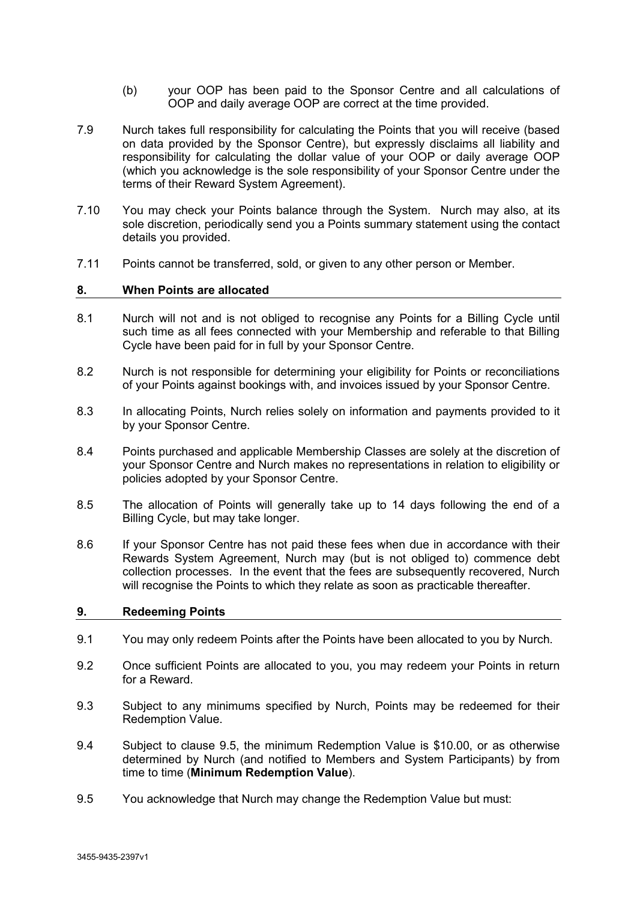(b) your OOP has been paid to the Sponsor Centre and all calculations of OOP and daily average OOP are correct at the time provided.

7.9 Nurch takes full responsibility for calculating the Points that you will receive (based on data provided by the Sponsor Centre), but expressly disclaims all liability and responsibility for calculating the dollar value of your OOP or daily average OOP (which you acknowledge is the sole responsibility of your Sponsor Centre under the terms of their Reward System Agreement).

7.10 You may check your Points balance through the System. Nurch may also, at its sole discretion, periodically send you a Points summary statement using the contact details you provided.

7.11 Points cannot be transferred, sold, or given to any other person or Member.

## 8. When Points are allocated

8.1 Nurch will not and is not obliged to recognise any Points for a Billing Cycle until such time as all fees connected with your Membership and referable to that Billing Cycle have been paid for in full by your Sponsor Centre.

8.2 Nurch is not responsible for determining your eligibility for Points or reconciliations of your Points against bookings with, and invoices issued by your Sponsor Centre.

8.3 In allocating Points, Nurch relies solely on information and payments provided to it by your Sponsor Centre.

8.4 Points purchased and applicable Membership Classes are solely at the discretion of your Sponsor Centre and Nurch makes no representations in relation to eligibility or policies adopted by your Sponsor Centre.

8.5 The allocation of Points will generally take up to 14 days following the end of a Billing Cycle, but may take longer.

8.6 If your Sponsor Centre has not paid these fees when due in accordance with their Rewards System Agreement, Nurch may (but is not obliged to) commence debt collection processes. In the event that the fees are subsequently recovered, Nurch will recognise the Points to which they relate as soon as practicable thereafter.

## 9. Redeeming Points

9.1 You may only redeem Points after the Points have been allocated to you by Nurch.

9.2 Once sufficient Points are allocated to you, you may redeem your Points in return for a Reward.

9.3 Subject to any minimums specified by Nurch, Points may be redeemed for their Redemption Value.

9.4 Subject to clause 9.5, the minimum Redemption Value is $10.00, or as otherwise determined by Nurch (and notified to Members and System Participants) by from time to time (**Minimum Redemption Value**).

9.5 You acknowledge that Nurch may change the Redemption Value but must: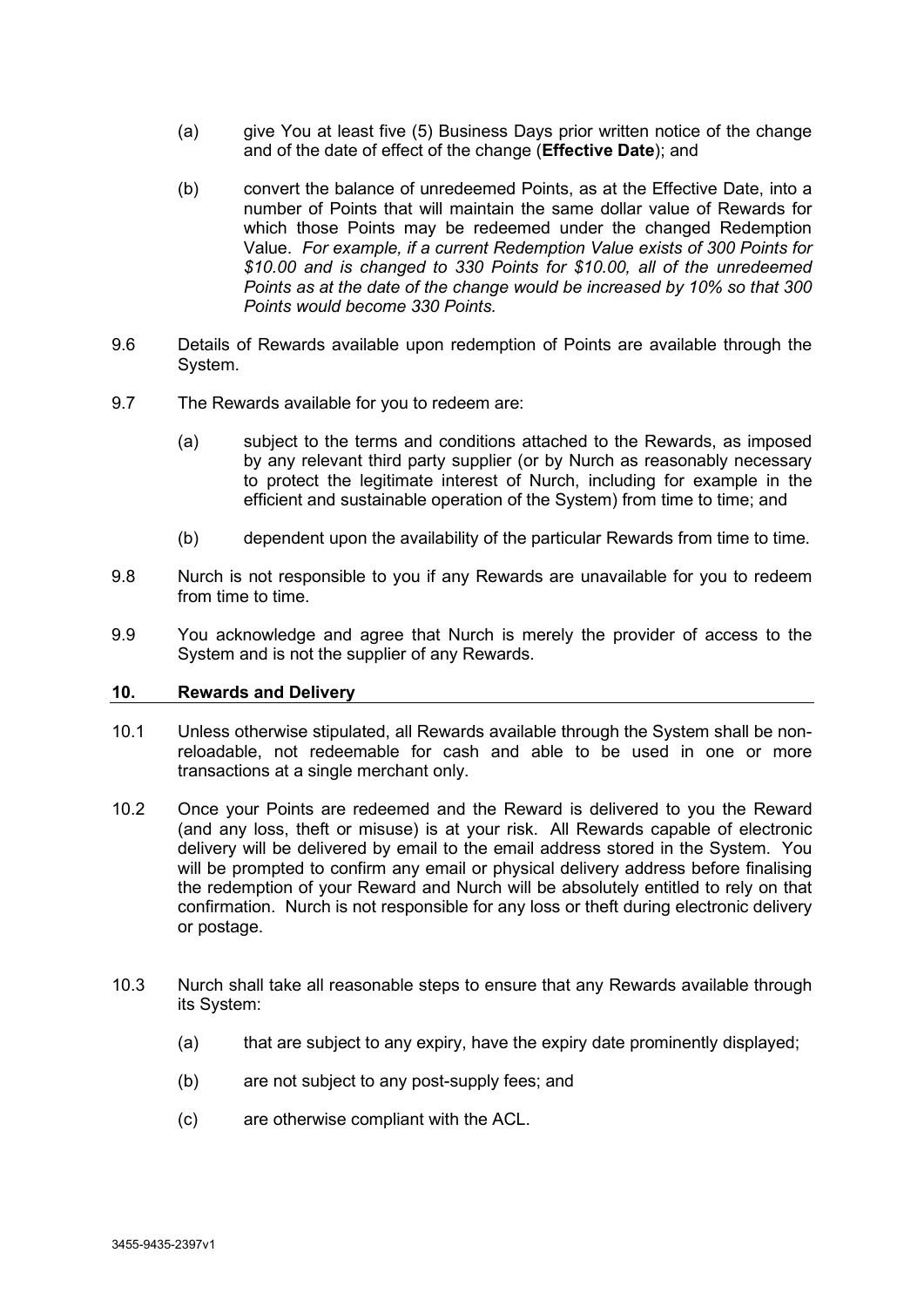(a) give You at least five (5) Business Days prior written notice of the change and of the date of effect of the change (**Effective Date**); and

(b) convert the balance of unredeemed Points, as at the Effective Date, into a number of Points that will maintain the same dollar value of Rewards for which those Points may be redeemed under the changed Redemption Value. *For example, if a current Redemption Value exists of 300 Points for $10.00 and is changed to 330 Points for $10.00, all of the unredeemed Points as at the date of the change would be increased by 10% so that 300 Points would become 330 Points.*

9.6 Details of Rewards available upon redemption of Points are available through the System.

9.7 The Rewards available for you to redeem are:

(a) subject to the terms and conditions attached to the Rewards, as imposed by any relevant third party supplier (or by Nurch as reasonably necessary to protect the legitimate interest of Nurch, including for example in the efficient and sustainable operation of the System) from time to time; and

(b) dependent upon the availability of the particular Rewards from time to time.

9.8 Nurch is not responsible to you if any Rewards are unavailable for you to redeem from time to time.

9.9 You acknowledge and agree that Nurch is merely the provider of access to the System and is not the supplier of any Rewards.

## 10. Rewards and Delivery

10.1 Unless otherwise stipulated, all Rewards available through the System shall be non-reloadable, not redeemable for cash and able to be used in one or more transactions at a single merchant only.

10.2 Once your Points are redeemed and the Reward is delivered to you the Reward (and any loss, theft or misuse) is at your risk. All Rewards capable of electronic delivery will be delivered by email to the email address stored in the System. You will be prompted to confirm any email or physical delivery address before finalising the redemption of your Reward and Nurch will be absolutely entitled to rely on that confirmation. Nurch is not responsible for any loss or theft during electronic delivery or postage.

10.3 Nurch shall take all reasonable steps to ensure that any Rewards available through its System:

(a) that are subject to any expiry, have the expiry date prominently displayed;

(b) are not subject to any post-supply fees; and

(c) are otherwise compliant with the ACL.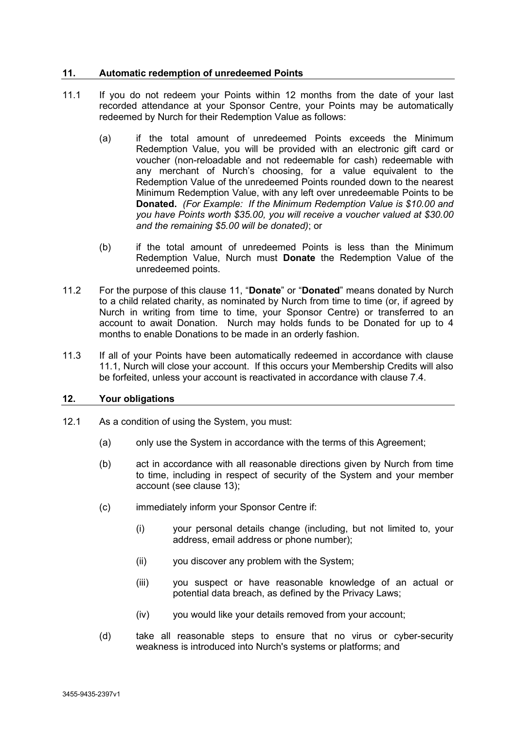## 11. Automatic redemption of unredeemed Points

11.1 If you do not redeem your Points within 12 months from the date of your last recorded attendance at your Sponsor Centre, your Points may be automatically redeemed by Nurch for their Redemption Value as follows:

(a) if the total amount of unredeemed Points exceeds the Minimum Redemption Value, you will be provided with an electronic gift card or voucher (non-reloadable and not redeemable for cash) redeemable with any merchant of Nurch's choosing, for a value equivalent to the Redemption Value of the unredeemed Points rounded down to the nearest Minimum Redemption Value, with any left over unredeemable Points to be **Donated.** *(For Example: If the Minimum Redemption Value is $10.00 and you have Points worth $35.00, you will receive a voucher valued at $30.00 and the remaining $5.00 will be donated)*; or

(b) if the total amount of unredeemed Points is less than the Minimum Redemption Value, Nurch must **Donate** the Redemption Value of the unredeemed points.

11.2 For the purpose of this clause 11, "**Donate**" or "**Donated**" means donated by Nurch to a child related charity, as nominated by Nurch from time to time (or, if agreed by Nurch in writing from time to time, your Sponsor Centre) or transferred to an account to await Donation. Nurch may holds funds to be Donated for up to 4 months to enable Donations to be made in an orderly fashion.

11.3 If all of your Points have been automatically redeemed in accordance with clause 11.1, Nurch will close your account. If this occurs your Membership Credits will also be forfeited, unless your account is reactivated in accordance with clause 7.4.

## 12. Your obligations

12.1 As a condition of using the System, you must:

(a) only use the System in accordance with the terms of this Agreement;

(b) act in accordance with all reasonable directions given by Nurch from time to time, including in respect of security of the System and your member account (see clause 13);

(c) immediately inform your Sponsor Centre if:

(i) your personal details change (including, but not limited to, your address, email address or phone number);

(ii) you discover any problem with the System;

(iii) you suspect or have reasonable knowledge of an actual or potential data breach, as defined by the Privacy Laws;

(iv) you would like your details removed from your account;

(d) take all reasonable steps to ensure that no virus or cyber-security weakness is introduced into Nurch's systems or platforms; and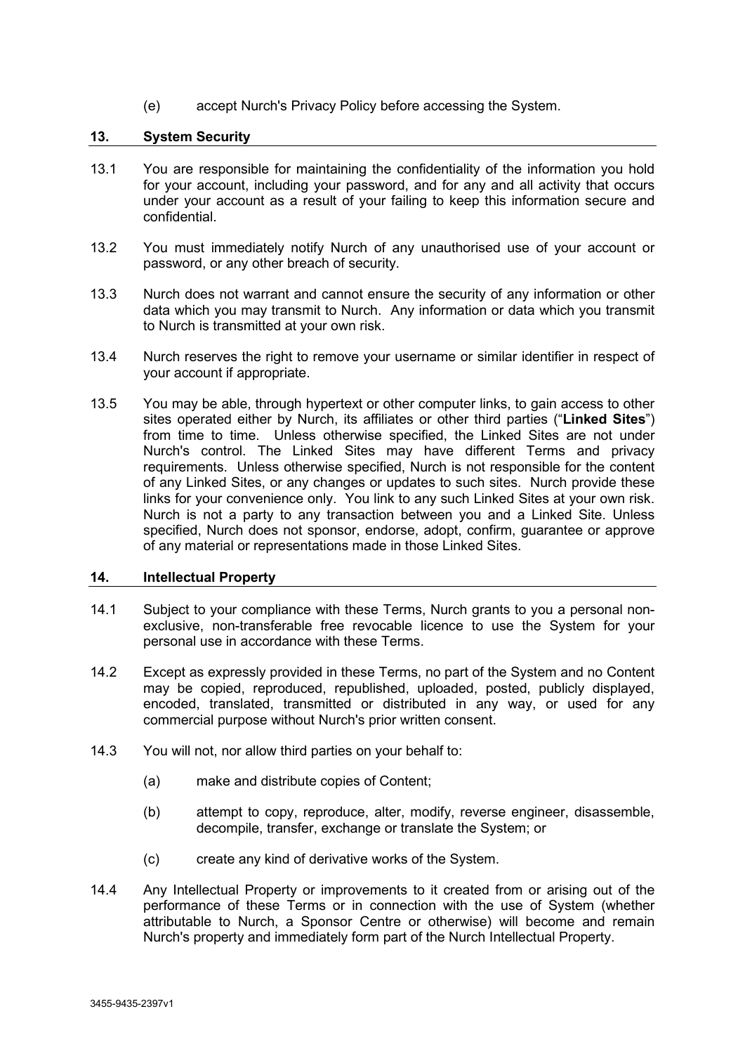(e) accept Nurch's Privacy Policy before accessing the System.

## 13. System Security

13.1 You are responsible for maintaining the confidentiality of the information you hold for your account, including your password, and for any and all activity that occurs under your account as a result of your failing to keep this information secure and confidential.

13.2 You must immediately notify Nurch of any unauthorised use of your account or password, or any other breach of security.

13.3 Nurch does not warrant and cannot ensure the security of any information or other data which you may transmit to Nurch. Any information or data which you transmit to Nurch is transmitted at your own risk.

13.4 Nurch reserves the right to remove your username or similar identifier in respect of your account if appropriate.

13.5 You may be able, through hypertext or other computer links, to gain access to other sites operated either by Nurch, its affiliates or other third parties ("**Linked Sites**") from time to time. Unless otherwise specified, the Linked Sites are not under Nurch's control. The Linked Sites may have different Terms and privacy requirements. Unless otherwise specified, Nurch is not responsible for the content of any Linked Sites, or any changes or updates to such sites. Nurch provide these links for your convenience only. You link to any such Linked Sites at your own risk. Nurch is not a party to any transaction between you and a Linked Site. Unless specified, Nurch does not sponsor, endorse, adopt, confirm, guarantee or approve of any material or representations made in those Linked Sites.

## 14. Intellectual Property

14.1 Subject to your compliance with these Terms, Nurch grants to you a personal non-exclusive, non-transferable free revocable licence to use the System for your personal use in accordance with these Terms.

14.2 Except as expressly provided in these Terms, no part of the System and no Content may be copied, reproduced, republished, uploaded, posted, publicly displayed, encoded, translated, transmitted or distributed in any way, or used for any commercial purpose without Nurch's prior written consent.

14.3 You will not, nor allow third parties on your behalf to:

(a) make and distribute copies of Content;

(b) attempt to copy, reproduce, alter, modify, reverse engineer, disassemble, decompile, transfer, exchange or translate the System; or

(c) create any kind of derivative works of the System.

14.4 Any Intellectual Property or improvements to it created from or arising out of the performance of these Terms or in connection with the use of System (whether attributable to Nurch, a Sponsor Centre or otherwise) will become and remain Nurch's property and immediately form part of the Nurch Intellectual Property.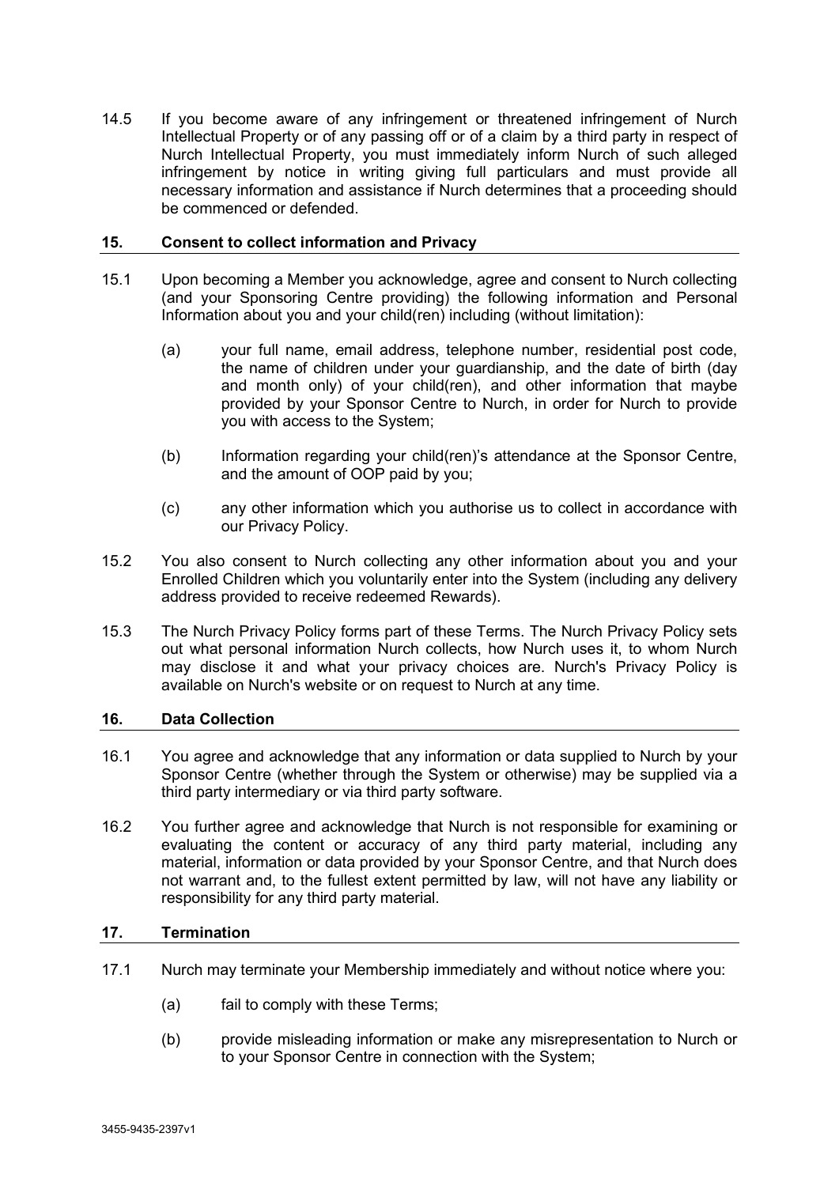14.5 If you become aware of any infringement or threatened infringement of Nurch Intellectual Property or of any passing off or of a claim by a third party in respect of Nurch Intellectual Property, you must immediately inform Nurch of such alleged infringement by notice in writing giving full particulars and must provide all necessary information and assistance if Nurch determines that a proceeding should be commenced or defended.

## 15. Consent to collect information and Privacy

15.1 Upon becoming a Member you acknowledge, agree and consent to Nurch collecting (and your Sponsoring Centre providing) the following information and Personal Information about you and your child(ren) including (without limitation):

(a) your full name, email address, telephone number, residential post code, the name of children under your guardianship, and the date of birth (day and month only) of your child(ren), and other information that maybe provided by your Sponsor Centre to Nurch, in order for Nurch to provide you with access to the System;

(b) Information regarding your child(ren)'s attendance at the Sponsor Centre, and the amount of OOP paid by you;

(c) any other information which you authorise us to collect in accordance with our Privacy Policy.

15.2 You also consent to Nurch collecting any other information about you and your Enrolled Children which you voluntarily enter into the System (including any delivery address provided to receive redeemed Rewards).

15.3 The Nurch Privacy Policy forms part of these Terms. The Nurch Privacy Policy sets out what personal information Nurch collects, how Nurch uses it, to whom Nurch may disclose it and what your privacy choices are. Nurch's Privacy Policy is available on Nurch's website or on request to Nurch at any time.

## 16. Data Collection

16.1 You agree and acknowledge that any information or data supplied to Nurch by your Sponsor Centre (whether through the System or otherwise) may be supplied via a third party intermediary or via third party software.

16.2 You further agree and acknowledge that Nurch is not responsible for examining or evaluating the content or accuracy of any third party material, including any material, information or data provided by your Sponsor Centre, and that Nurch does not warrant and, to the fullest extent permitted by law, will not have any liability or responsibility for any third party material.

## 17. Termination

17.1 Nurch may terminate your Membership immediately and without notice where you:

(a) fail to comply with these Terms;

(b) provide misleading information or make any misrepresentation to Nurch or to your Sponsor Centre in connection with the System;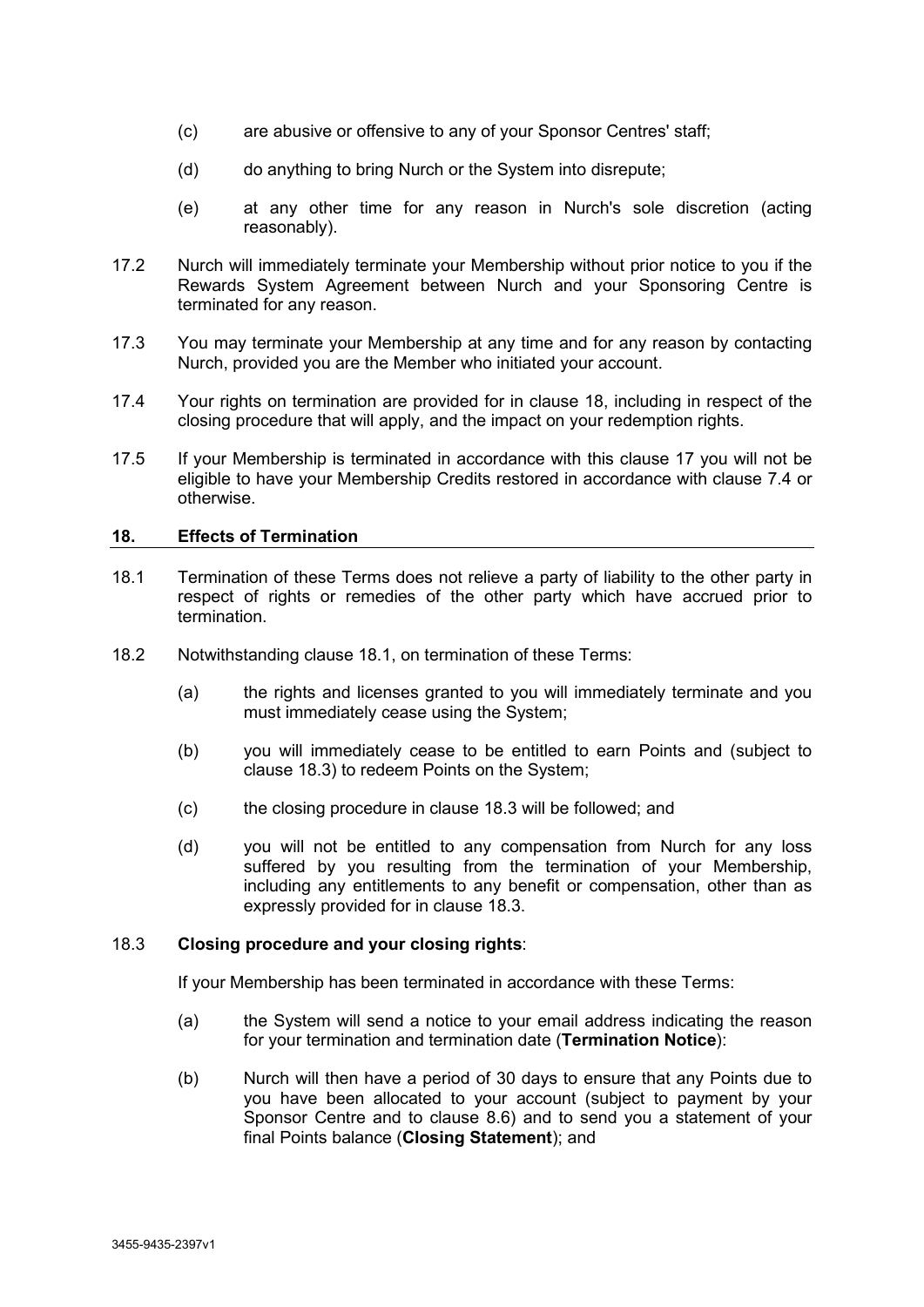(c) are abusive or offensive to any of your Sponsor Centres' staff;

(d) do anything to bring Nurch or the System into disrepute;

(e) at any other time for any reason in Nurch's sole discretion (acting reasonably).

17.2 Nurch will immediately terminate your Membership without prior notice to you if the Rewards System Agreement between Nurch and your Sponsoring Centre is terminated for any reason.

17.3 You may terminate your Membership at any time and for any reason by contacting Nurch, provided you are the Member who initiated your account.

17.4 Your rights on termination are provided for in clause 18, including in respect of the closing procedure that will apply, and the impact on your redemption rights.

17.5 If your Membership is terminated in accordance with this clause 17 you will not be eligible to have your Membership Credits restored in accordance with clause 7.4 or otherwise.

## 18. Effects of Termination

18.1 Termination of these Terms does not relieve a party of liability to the other party in respect of rights or remedies of the other party which have accrued prior to termination.

18.2 Notwithstanding clause 18.1, on termination of these Terms:

(a) the rights and licenses granted to you will immediately terminate and you must immediately cease using the System;

(b) you will immediately cease to be entitled to earn Points and (subject to clause 18.3) to redeem Points on the System;

(c) the closing procedure in clause 18.3 will be followed; and

(d) you will not be entitled to any compensation from Nurch for any loss suffered by you resulting from the termination of your Membership, including any entitlements to any benefit or compensation, other than as expressly provided for in clause 18.3.

18.3 **Closing procedure and your closing rights**:

If your Membership has been terminated in accordance with these Terms:

(a) the System will send a notice to your email address indicating the reason for your termination and termination date (**Termination Notice**):

(b) Nurch will then have a period of 30 days to ensure that any Points due to you have been allocated to your account (subject to payment by your Sponsor Centre and to clause 8.6) and to send you a statement of your final Points balance (**Closing Statement**); and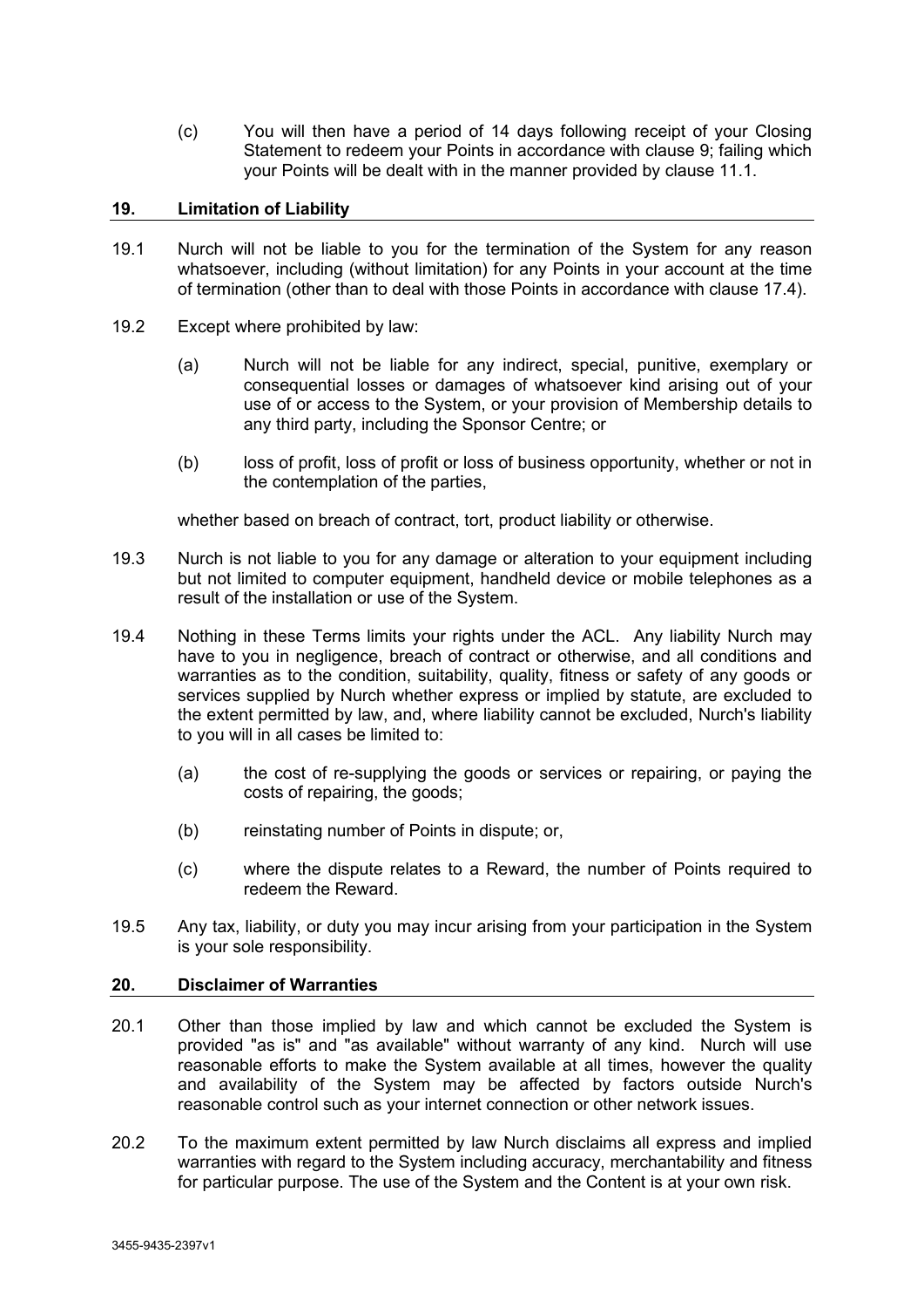(c) You will then have a period of 14 days following receipt of your Closing Statement to redeem your Points in accordance with clause 9; failing which your Points will be dealt with in the manner provided by clause 11.1.

## 19. Limitation of Liability

19.1 Nurch will not be liable to you for the termination of the System for any reason whatsoever, including (without limitation) for any Points in your account at the time of termination (other than to deal with those Points in accordance with clause 17.4).

19.2 Except where prohibited by law:

(a) Nurch will not be liable for any indirect, special, punitive, exemplary or consequential losses or damages of whatsoever kind arising out of your use of or access to the System, or your provision of Membership details to any third party, including the Sponsor Centre; or

(b) loss of profit, loss of profit or loss of business opportunity, whether or not in the contemplation of the parties,

whether based on breach of contract, tort, product liability or otherwise.

19.3 Nurch is not liable to you for any damage or alteration to your equipment including but not limited to computer equipment, handheld device or mobile telephones as a result of the installation or use of the System.

19.4 Nothing in these Terms limits your rights under the ACL. Any liability Nurch may have to you in negligence, breach of contract or otherwise, and all conditions and warranties as to the condition, suitability, quality, fitness or safety of any goods or services supplied by Nurch whether express or implied by statute, are excluded to the extent permitted by law, and, where liability cannot be excluded, Nurch's liability to you will in all cases be limited to:

(a) the cost of re-supplying the goods or services or repairing, or paying the costs of repairing, the goods;

(b) reinstating number of Points in dispute; or,

(c) where the dispute relates to a Reward, the number of Points required to redeem the Reward.

19.5 Any tax, liability, or duty you may incur arising from your participation in the System is your sole responsibility.

## 20. Disclaimer of Warranties

20.1 Other than those implied by law and which cannot be excluded the System is provided "as is" and "as available" without warranty of any kind. Nurch will use reasonable efforts to make the System available at all times, however the quality and availability of the System may be affected by factors outside Nurch's reasonable control such as your internet connection or other network issues.

20.2 To the maximum extent permitted by law Nurch disclaims all express and implied warranties with regard to the System including accuracy, merchantability and fitness for particular purpose. The use of the System and the Content is at your own risk.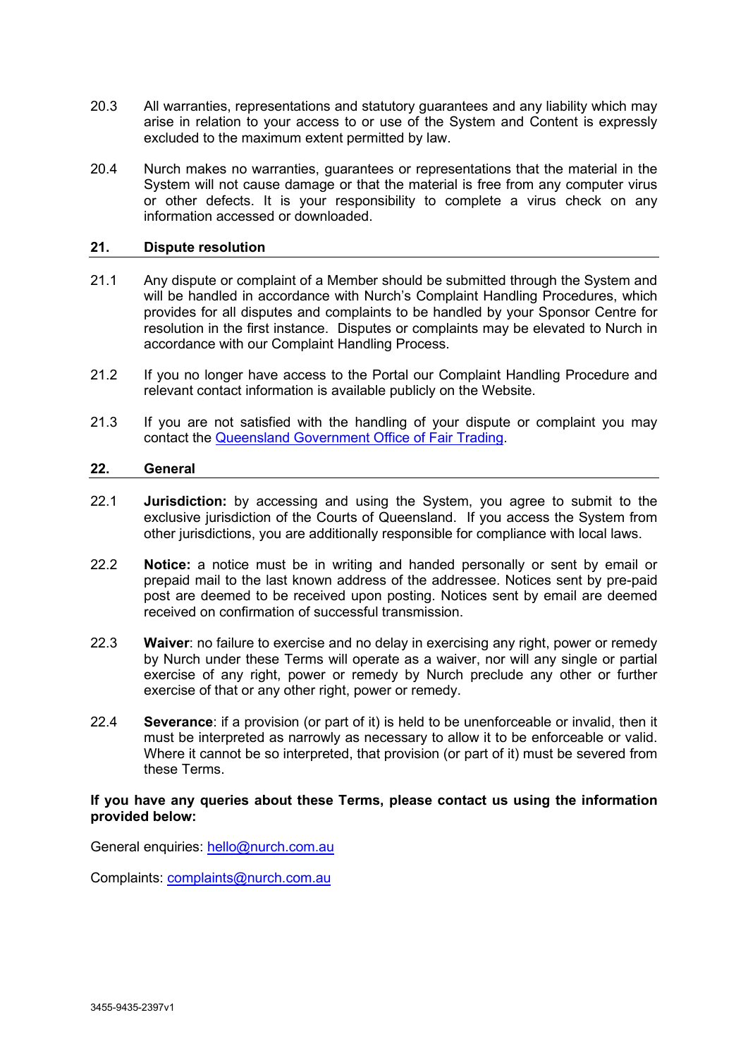20.3 All warranties, representations and statutory guarantees and any liability which may arise in relation to your access to or use of the System and Content is expressly excluded to the maximum extent permitted by law.

20.4 Nurch makes no warranties, guarantees or representations that the material in the System will not cause damage or that the material is free from any computer virus or other defects. It is your responsibility to complete a virus check on any information accessed or downloaded.

## 21. Dispute resolution

21.1 Any dispute or complaint of a Member should be submitted through the System and will be handled in accordance with Nurch's Complaint Handling Procedures, which provides for all disputes and complaints to be handled by your Sponsor Centre for resolution in the first instance. Disputes or complaints may be elevated to Nurch in accordance with our Complaint Handling Process.

21.2 If you no longer have access to the Portal our Complaint Handling Procedure and relevant contact information is available publicly on the Website.

21.3 If you are not satisfied with the handling of your dispute or complaint you may contact the Queensland Government Office of Fair Trading.

## 22. General

22.1 **Jurisdiction:** by accessing and using the System, you agree to submit to the exclusive jurisdiction of the Courts of Queensland. If you access the System from other jurisdictions, you are additionally responsible for compliance with local laws.

22.2 **Notice:** a notice must be in writing and handed personally or sent by email or prepaid mail to the last known address of the addressee. Notices sent by pre-paid post are deemed to be received upon posting. Notices sent by email are deemed received on confirmation of successful transmission.

22.3 **Waiver**: no failure to exercise and no delay in exercising any right, power or remedy by Nurch under these Terms will operate as a waiver, nor will any single or partial exercise of any right, power or remedy by Nurch preclude any other or further exercise of that or any other right, power or remedy.

22.4 **Severance**: if a provision (or part of it) is held to be unenforceable or invalid, then it must be interpreted as narrowly as necessary to allow it to be enforceable or valid. Where it cannot be so interpreted, that provision (or part of it) must be severed from these Terms.

**If you have any queries about these Terms, please contact us using the information provided below:**

General enquiries: hello@nurch.com.au

Complaints: complaints@nurch.com.au

3455-9435-2397v1